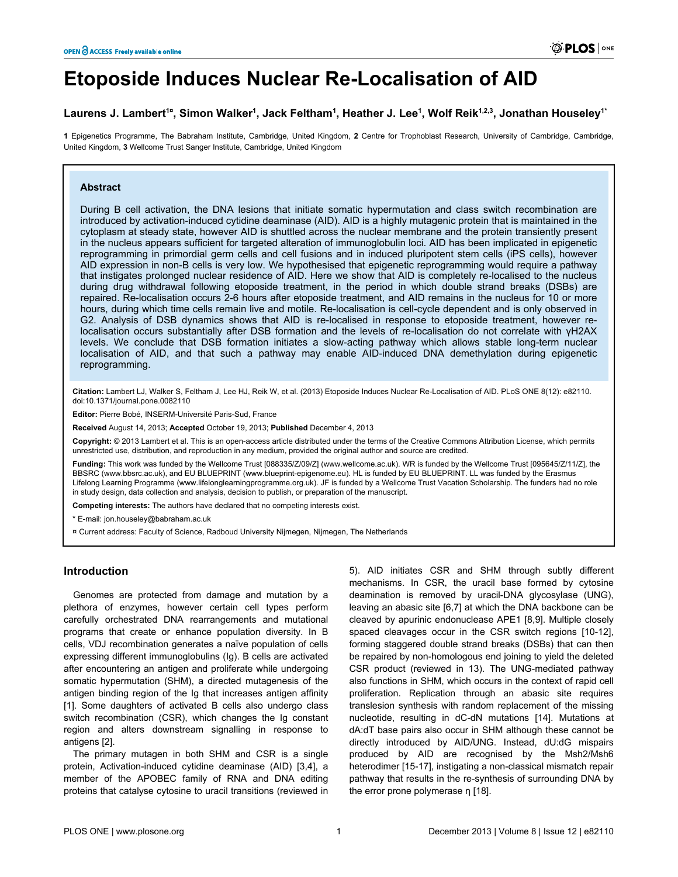# Etoposide Induces Nuclear Re-Localisation of AID

**Laurens J. Lambert[1¤], Simon Walker[1], Jack Feltham[1], Heather J. Lee[1], Wolf Reik[1,2,3], Jonathan Houseley[1*]**

**1** Epigenetics Programme, The Babraham Institute, Cambridge, United Kingdom, **2** Centre for Trophoblast Research, University of Cambridge, Cambridge, United Kingdom, **3** Wellcome Trust Sanger Institute, Cambridge, United Kingdom

## Abstract

During B cell activation, the DNA lesions that initiate somatic hypermutation and class switch recombination are introduced by activation-induced cytidine deaminase (AID). AID is a highly mutagenic protein that is maintained in the cytoplasm at steady state, however AID is shuttled across the nuclear membrane and the protein transiently present in the nucleus appears sufficient for targeted alteration of immunoglobulin loci. AID has been implicated in epigenetic reprogramming in primordial germ cells and cell fusions and in induced pluripotent stem cells (iPS cells), however AID expression in non-B cells is very low. We hypothesised that epigenetic reprogramming would require a pathway that instigates prolonged nuclear residence of AID. Here we show that AID is completely re-localised to the nucleus during drug withdrawal following etoposide treatment, in the period in which double strand breaks (DSBs) are repaired. Re-localisation occurs 2-6 hours after etoposide treatment, and AID remains in the nucleus for 10 or more hours, during which time cells remain live and motile. Re-localisation is cell-cycle dependent and is only observed in G2. Analysis of DSB dynamics shows that AID is re-localised in response to etoposide treatment, however re-localisation occurs substantially after DSB formation and the levels of re-localisation do not correlate with γH2AX levels. We conclude that DSB formation initiates a slow-acting pathway which allows stable long-term nuclear localisation of AID, and that such a pathway may enable AID-induced DNA demethylation during epigenetic reprogramming.

**Citation:** Lambert LJ, Walker S, Feltham J, Lee HJ, Reik W, et al. (2013) Etoposide Induces Nuclear Re-Localisation of AID. PLoS ONE 8(12): e82110. doi:10.1371/journal.pone.0082110

**Editor:** Pierre Bobé, INSERM-Université Paris-Sud, France

**Received** August 14, 2013; **Accepted** October 19, 2013; **Published** December 4, 2013

**Copyright:** © 2013 Lambert et al. This is an open-access article distributed under the terms of the Creative Commons Attribution License, which permits unrestricted use, distribution, and reproduction in any medium, provided the original author and source are credited.

**Funding:** This work was funded by the Wellcome Trust [088335/Z/09/Z] (www.wellcome.ac.uk). WR is funded by the Wellcome Trust [095645/Z/11/Z], the BBSRC (www.bbsrc.ac.uk), and EU BLUEPRINT (www.blueprint-epigenome.eu). HL is funded by EU BLUEPRINT. LL was funded by the Erasmus Lifelong Learning Programme (www.lifelonglearningprogramme.org.uk). JF is funded by a Wellcome Trust Vacation Scholarship. The funders had no role in study design, data collection and analysis, decision to publish, or preparation of the manuscript.

**Competing interests:** The authors have declared that no competing interests exist.

* E-mail: jon.houseley@babraham.ac.uk

¤ Current address: Faculty of Science, Radboud University Nijmegen, Nijmegen, The Netherlands

## Introduction

Genomes are protected from damage and mutation by a plethora of enzymes, however certain cell types perform carefully orchestrated DNA rearrangements and mutational programs that create or enhance population diversity. In B cells, VDJ recombination generates a naïve population of cells expressing different immunoglobulins (Ig). B cells are activated after encountering an antigen and proliferate while undergoing somatic hypermutation (SHM), a directed mutagenesis of the antigen binding region of the Ig that increases antigen affinity [1]. Some daughters of activated B cells also undergo class switch recombination (CSR), which changes the Ig constant region and alters downstream signalling in response to antigens [2].

The primary mutagen in both SHM and CSR is a single protein, Activation-induced cytidine deaminase (AID) [3,4], a member of the APOBEC family of RNA and DNA editing proteins that catalyse cytosine to uracil transitions (reviewed in 5). AID initiates CSR and SHM through subtly different mechanisms. In CSR, the uracil base formed by cytosine deamination is removed by uracil-DNA glycosylase (UNG), leaving an abasic site [6,7] at which the DNA backbone can be cleaved by apurinic endonuclease APE1 [8,9]. Multiple closely spaced cleavages occur in the CSR switch regions [10-12], forming staggered double strand breaks (DSBs) that can then be repaired by non-homologous end joining to yield the deleted CSR product (reviewed in 13). The UNG-mediated pathway also functions in SHM, which occurs in the context of rapid cell proliferation. Replication through an abasic site requires translesion synthesis with random replacement of the missing nucleotide, resulting in dC-dN mutations [14]. Mutations at dA:dT base pairs also occur in SHM although these cannot be directly introduced by AID/UNG. Instead, dU:dG mispairs produced by AID are recognised by the Msh2/Msh6 heterodimer [15-17], instigating a non-classical mismatch repair pathway that results in the re-synthesis of surrounding DNA by the error prone polymerase η [18].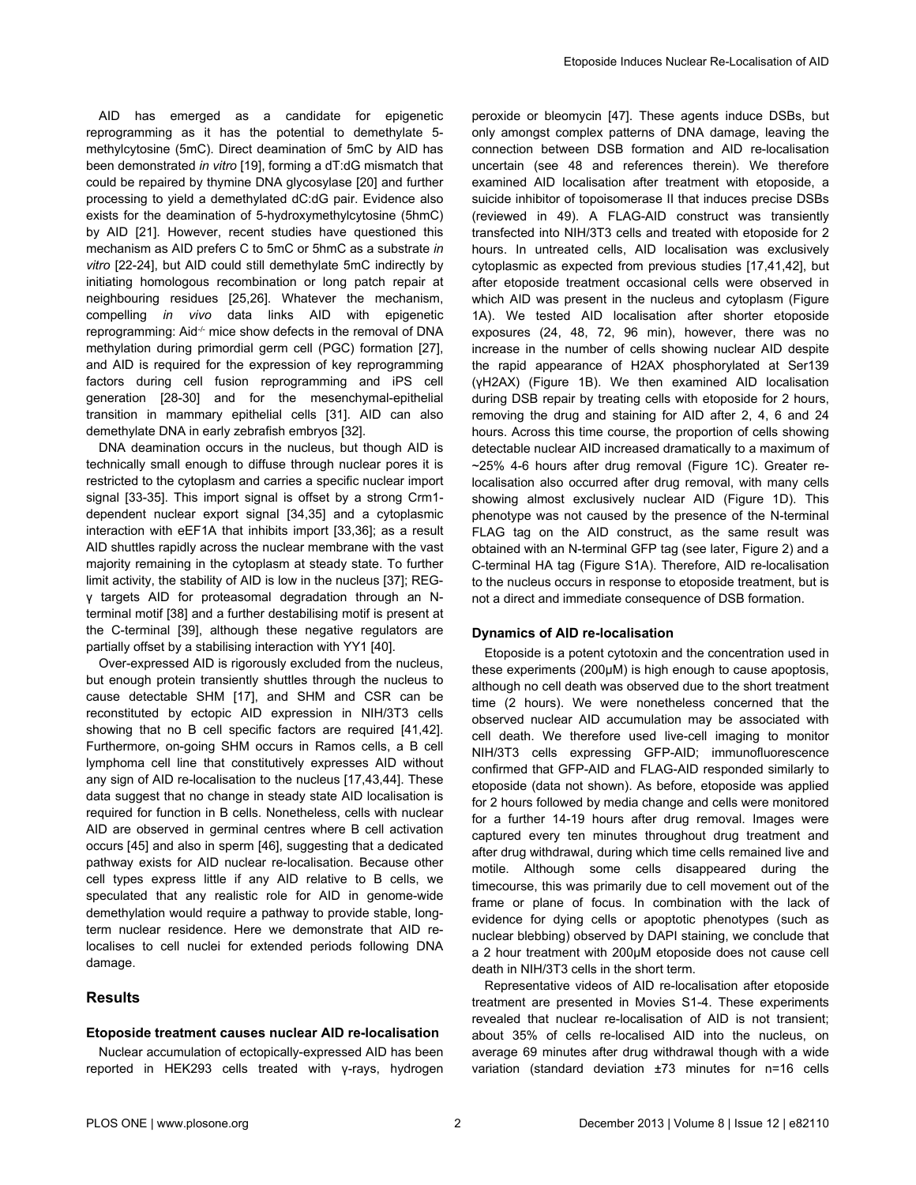AID has emerged as a candidate for epigenetic reprogramming as it has the potential to demethylate 5-methylcytosine (5mC). Direct deamination of 5mC by AID has been demonstrated *in vitro* [19], forming a dT:dG mismatch that could be repaired by thymine DNA glycosylase [20] and further processing to yield a demethylated dC:dG pair. Evidence also exists for the deamination of 5-hydroxymethylcytosine (5hmC) by AID [21]. However, recent studies have questioned this mechanism as AID prefers C to 5mC or 5hmC as a substrate *in vitro* [22-24], but AID could still demethylate 5mC indirectly by initiating homologous recombination or long patch repair at neighbouring residues [25,26]. Whatever the mechanism, compelling *in vivo* data links AID with epigenetic reprogramming: Aid$^{-/-}$ mice show defects in the removal of DNA methylation during primordial germ cell (PGC) formation [27], and AID is required for the expression of key reprogramming factors during cell fusion reprogramming and iPS cell generation [28-30] and for the mesenchymal-epithelial transition in mammary epithelial cells [31]. AID can also demethylate DNA in early zebrafish embryos [32].

DNA deamination occurs in the nucleus, but though AID is technically small enough to diffuse through nuclear pores it is restricted to the cytoplasm and carries a specific nuclear import signal [33-35]. This import signal is offset by a strong Crm1-dependent nuclear export signal [34,35] and a cytoplasmic interaction with eEF1A that inhibits import [33,36]; as a result AID shuttles rapidly across the nuclear membrane with the vast majority remaining in the cytoplasm at steady state. To further limit activity, the stability of AID is low in the nucleus [37]; REG-γ targets AID for proteasomal degradation through an N-terminal motif [38] and a further destabilising motif is present at the C-terminal [39], although these negative regulators are partially offset by a stabilising interaction with YY1 [40].

Over-expressed AID is rigorously excluded from the nucleus, but enough protein transiently shuttles through the nucleus to cause detectable SHM [17], and SHM and CSR can be reconstituted by ectopic AID expression in NIH/3T3 cells showing that no B cell specific factors are required [41,42]. Furthermore, on-going SHM occurs in Ramos cells, a B cell lymphoma cell line that constitutively expresses AID without any sign of AID re-localisation to the nucleus [17,43,44]. These data suggest that no change in steady state AID localisation is required for function in B cells. Nonetheless, cells with nuclear AID are observed in germinal centres where B cell activation occurs [45] and also in sperm [46], suggesting that a dedicated pathway exists for AID nuclear re-localisation. Because other cell types express little if any AID relative to B cells, we speculated that any realistic role for AID in genome-wide demethylation would require a pathway to provide stable, long-term nuclear residence. Here we demonstrate that AID re-localises to cell nuclei for extended periods following DNA damage.

## Results

### Etoposide treatment causes nuclear AID re-localisation

Nuclear accumulation of ectopically-expressed AID has been reported in HEK293 cells treated with γ-rays, hydrogen peroxide or bleomycin [47]. These agents induce DSBs, but only amongst complex patterns of DNA damage, leaving the connection between DSB formation and AID re-localisation uncertain (see 48 and references therein). We therefore examined AID localisation after treatment with etoposide, a suicide inhibitor of topoisomerase II that induces precise DSBs (reviewed in 49). A FLAG-AID construct was transiently transfected into NIH/3T3 cells and treated with etoposide for 2 hours. In untreated cells, AID localisation was exclusively cytoplasmic as expected from previous studies [17,41,42], but after etoposide treatment occasional cells were observed in which AID was present in the nucleus and cytoplasm (Figure 1A). We tested AID localisation after shorter etoposide exposures (24, 48, 72, 96 min), however, there was no increase in the number of cells showing nuclear AID despite the rapid appearance of H2AX phosphorylated at Ser139 (γH2AX) (Figure 1B). We then examined AID localisation during DSB repair by treating cells with etoposide for 2 hours, removing the drug and staining for AID after 2, 4, 6 and 24 hours. Across this time course, the proportion of cells showing detectable nuclear AID increased dramatically to a maximum of ~25% 4-6 hours after drug removal (Figure 1C). Greater re-localisation also occurred after drug removal, with many cells showing almost exclusively nuclear AID (Figure 1D). This phenotype was not caused by the presence of the N-terminal FLAG tag on the AID construct, as the same result was obtained with an N-terminal GFP tag (see later, Figure 2) and a C-terminal HA tag (Figure S1A). Therefore, AID re-localisation to the nucleus occurs in response to etoposide treatment, but is not a direct and immediate consequence of DSB formation.

### Dynamics of AID re-localisation

Etoposide is a potent cytotoxin and the concentration used in these experiments (200μM) is high enough to cause apoptosis, although no cell death was observed due to the short treatment time (2 hours). We were nonetheless concerned that the observed nuclear AID accumulation may be associated with cell death. We therefore used live-cell imaging to monitor NIH/3T3 cells expressing GFP-AID; immunofluorescence confirmed that GFP-AID and FLAG-AID responded similarly to etoposide (data not shown). As before, etoposide was applied for 2 hours followed by media change and cells were monitored for a further 14-19 hours after drug removal. Images were captured every ten minutes throughout drug treatment and after drug withdrawal, during which time cells remained live and motile. Although some cells disappeared during the timecourse, this was primarily due to cell movement out of the frame or plane of focus. In combination with the lack of evidence for dying cells or apoptotic phenotypes (such as nuclear blebbing) observed by DAPI staining, we conclude that a 2 hour treatment with 200μM etoposide does not cause cell death in NIH/3T3 cells in the short term.

Representative videos of AID re-localisation after etoposide treatment are presented in Movies S1-4. These experiments revealed that nuclear re-localisation of AID is not transient; about 35% of cells re-localised AID into the nucleus, on average 69 minutes after drug withdrawal though with a wide variation (standard deviation ±73 minutes for n=16 cells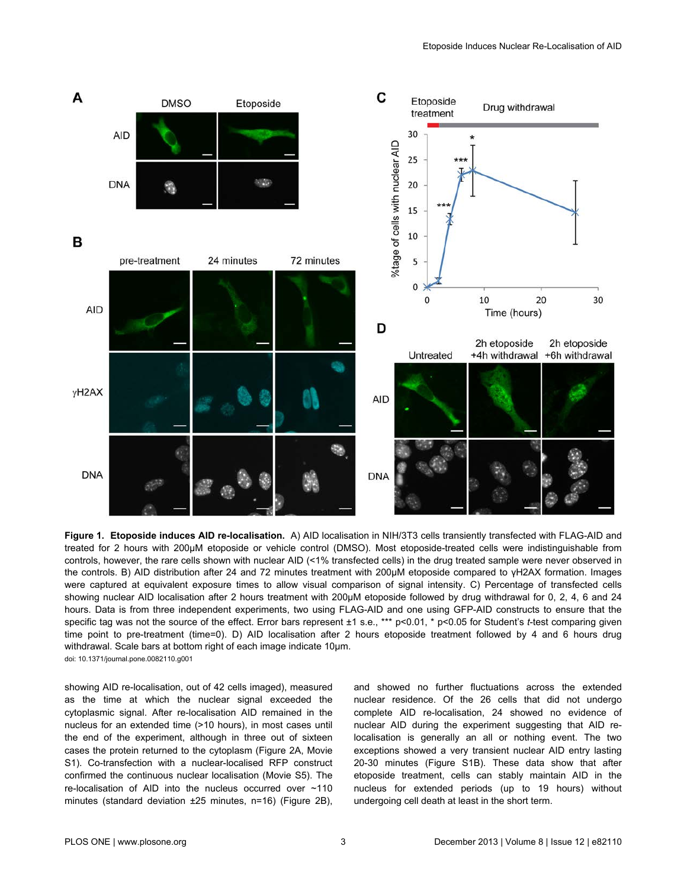**Figure 1. Etoposide induces AID re-localisation.** A) AID localisation in NIH/3T3 cells transiently transfected with FLAG-AID and treated for 2 hours with 200μM etoposide or vehicle control (DMSO). Most etoposide-treated cells were indistinguishable from controls, however, the rare cells shown with nuclear AID (<1% transfected cells) in the drug treated sample were never observed in the controls. B) AID distribution after 24 and 72 minutes treatment with 200μM etoposide compared to γH2AX formation. Images were captured at equivalent exposure times to allow visual comparison of signal intensity. C) Percentage of transfected cells showing nuclear AID localisation after 2 hours treatment with 200μM etoposide followed by drug withdrawal for 0, 2, 4, 6 and 24 hours. Data is from three independent experiments, two using FLAG-AID and one using GFP-AID constructs to ensure that the specific tag was not the source of the effect. Error bars represent ±1 s.e., *** p<0.01, * p<0.05 for Student's *t*-test comparing given time point to pre-treatment (time=0). D) AID localisation after 2 hours etoposide treatment followed by 4 and 6 hours drug withdrawal. Scale bars at bottom right of each image indicate 10μm.

doi: 10.1371/journal.pone.0082110.g001

showing AID re-localisation, out of 42 cells imaged), measured as the time at which the nuclear signal exceeded the cytoplasmic signal. After re-localisation AID remained in the nucleus for an extended time (>10 hours), in most cases until the end of the experiment, although in three out of sixteen cases the protein returned to the cytoplasm (Figure 2A, Movie S1). Co-transfection with a nuclear-localised RFP construct confirmed the continuous nuclear localisation (Movie S5). The re-localisation of AID into the nucleus occurred over ~110 minutes (standard deviation ±25 minutes, n=16) (Figure 2B), and showed no further fluctuations across the extended nuclear residence. Of the 26 cells that did not undergo complete AID re-localisation, 24 showed no evidence of nuclear AID during the experiment suggesting that AID re-localisation is generally an all or nothing event. The two exceptions showed a very transient nuclear AID entry lasting 20-30 minutes (Figure S1B). These data show that after etoposide treatment, cells can stably maintain AID in the nucleus for extended periods (up to 19 hours) without undergoing cell death at least in the short term.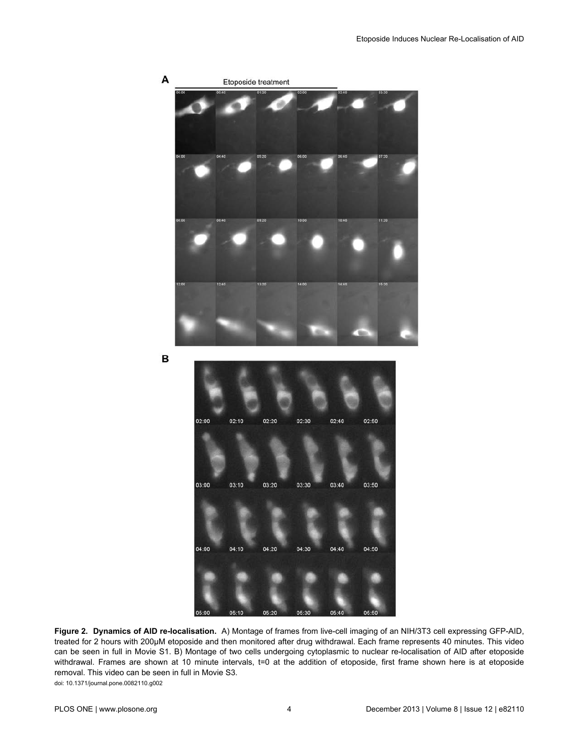**Figure 2. Dynamics of AID re-localisation.** A) Montage of frames from live-cell imaging of an NIH/3T3 cell expressing GFP-AID, treated for 2 hours with 200µM etoposide and then monitored after drug withdrawal. Each frame represents 40 minutes. This video can be seen in full in Movie S1. B) Montage of two cells undergoing cytoplasmic to nuclear re-localisation of AID after etoposide withdrawal. Frames are shown at 10 minute intervals, t=0 at the addition of etoposide, first frame shown here is at etoposide removal. This video can be seen in full in Movie S3.

doi: 10.1371/journal.pone.0082110.g002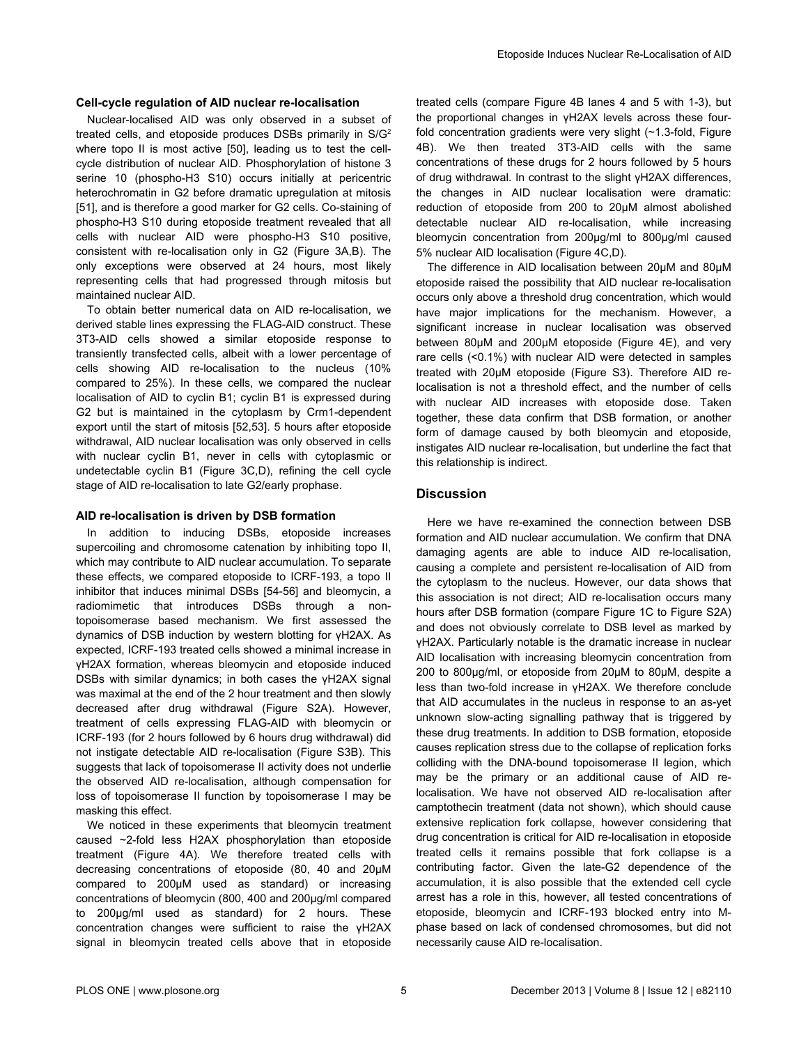### Cell-cycle regulation of AID nuclear re-localisation

Nuclear-localised AID was only observed in a subset of treated cells, and etoposide produces DSBs primarily in S/G[2] where topo II is most active [50], leading us to test the cell-cycle distribution of nuclear AID. Phosphorylation of histone 3 serine 10 (phospho-H3 S10) occurs initially at pericentric heterochromatin in G2 before dramatic upregulation at mitosis [51], and is therefore a good marker for G2 cells. Co-staining of phospho-H3 S10 during etoposide treatment revealed that all cells with nuclear AID were phospho-H3 S10 positive, consistent with re-localisation only in G2 (Figure 3A,B). The only exceptions were observed at 24 hours, most likely representing cells that had progressed through mitosis but maintained nuclear AID.

To obtain better numerical data on AID re-localisation, we derived stable lines expressing the FLAG-AID construct. These 3T3-AID cells showed a similar etoposide response to transiently transfected cells, albeit with a lower percentage of cells showing AID re-localisation to the nucleus (10% compared to 25%). In these cells, we compared the nuclear localisation of AID to cyclin B1; cyclin B1 is expressed during G2 but is maintained in the cytoplasm by Crm1-dependent export until the start of mitosis [52,53]. 5 hours after etoposide withdrawal, AID nuclear localisation was only observed in cells with nuclear cyclin B1, never in cells with cytoplasmic or undetectable cyclin B1 (Figure 3C,D), refining the cell cycle stage of AID re-localisation to late G2/early prophase.

### AID re-localisation is driven by DSB formation

In addition to inducing DSBs, etoposide increases supercoiling and chromosome catenation by inhibiting topo II, which may contribute to AID nuclear accumulation. To separate these effects, we compared etoposide to ICRF-193, a topo II inhibitor that induces minimal DSBs [54-56] and bleomycin, a radiomimetic that introduces DSBs through a non-topoisomerase based mechanism. We first assessed the dynamics of DSB induction by western blotting for γH2AX. As expected, ICRF-193 treated cells showed a minimal increase in γH2AX formation, whereas bleomycin and etoposide induced DSBs with similar dynamics; in both cases the γH2AX signal was maximal at the end of the 2 hour treatment and then slowly decreased after drug withdrawal (Figure S2A). However, treatment of cells expressing FLAG-AID with bleomycin or ICRF-193 (for 2 hours followed by 6 hours drug withdrawal) did not instigate detectable AID re-localisation (Figure S3B). This suggests that lack of topoisomerase II activity does not underlie the observed AID re-localisation, although compensation for loss of topoisomerase II function by topoisomerase I may be masking this effect.

We noticed in these experiments that bleomycin treatment caused ~2-fold less H2AX phosphorylation than etoposide treatment (Figure 4A). We therefore treated cells with decreasing concentrations of etoposide (80, 40 and 20µM compared to 200µM used as standard) or increasing concentrations of bleomycin (800, 400 and 200µg/ml compared to 200µg/ml used as standard) for 2 hours. These concentration changes were sufficient to raise the γH2AX signal in bleomycin treated cells above that in etoposide treated cells (compare Figure 4B lanes 4 and 5 with 1-3), but the proportional changes in γH2AX levels across these four-fold concentration gradients were very slight (~1.3-fold, Figure 4B). We then treated 3T3-AID cells with the same concentrations of these drugs for 2 hours followed by 5 hours of drug withdrawal. In contrast to the slight γH2AX differences, the changes in AID nuclear localisation were dramatic: reduction of etoposide from 200 to 20µM almost abolished detectable nuclear AID re-localisation, while increasing bleomycin concentration from 200µg/ml to 800µg/ml caused 5% nuclear AID localisation (Figure 4C,D).

The difference in AID localisation between 20µM and 80µM etoposide raised the possibility that AID nuclear re-localisation occurs only above a threshold drug concentration, which would have major implications for the mechanism. However, a significant increase in nuclear localisation was observed between 80µM and 200µM etoposide (Figure 4E), and very rare cells (<0.1%) with nuclear AID were detected in samples treated with 20µM etoposide (Figure S3). Therefore AID re-localisation is not a threshold effect, and the number of cells with nuclear AID increases with etoposide dose. Taken together, these data confirm that DSB formation, or another form of damage caused by both bleomycin and etoposide, instigates AID nuclear re-localisation, but underline the fact that this relationship is indirect.

## Discussion

Here we have re-examined the connection between DSB formation and AID nuclear accumulation. We confirm that DNA damaging agents are able to induce AID re-localisation, causing a complete and persistent re-localisation of AID from the cytoplasm to the nucleus. However, our data shows that this association is not direct; AID re-localisation occurs many hours after DSB formation (compare Figure 1C to Figure S2A) and does not obviously correlate to DSB level as marked by γH2AX. Particularly notable is the dramatic increase in nuclear AID localisation with increasing bleomycin concentration from 200 to 800µg/ml, or etoposide from 20µM to 80µM, despite a less than two-fold increase in γH2AX. We therefore conclude that AID accumulates in the nucleus in response to an as-yet unknown slow-acting signalling pathway that is triggered by these drug treatments. In addition to DSB formation, etoposide causes replication stress due to the collapse of replication forks colliding with the DNA-bound topoisomerase II legion, which may be the primary or an additional cause of AID re-localisation. We have not observed AID re-localisation after camptothecin treatment (data not shown), which should cause extensive replication fork collapse, however considering that drug concentration is critical for AID re-localisation in etoposide treated cells it remains possible that fork collapse is a contributing factor. Given the late-G2 dependence of the accumulation, it is also possible that the extended cell cycle arrest has a role in this, however, all tested concentrations of etoposide, bleomycin and ICRF-193 blocked entry into M-phase based on lack of condensed chromosomes, but did not necessarily cause AID re-localisation.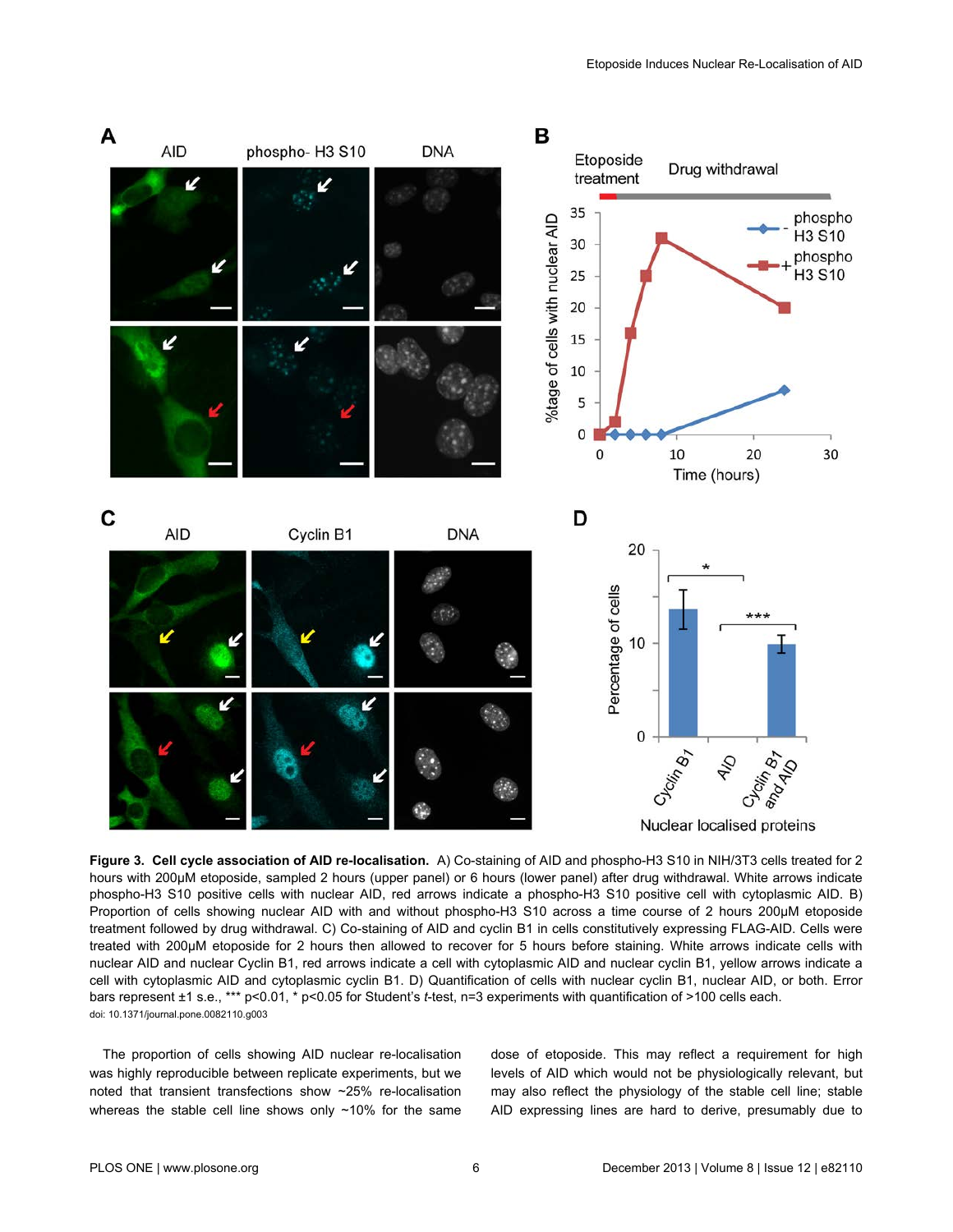**Figure 3. Cell cycle association of AID re-localisation.** A) Co-staining of AID and phospho-H3 S10 in NIH/3T3 cells treated for 2 hours with 200µM etoposide, sampled 2 hours (upper panel) or 6 hours (lower panel) after drug withdrawal. White arrows indicate phospho-H3 S10 positive cells with nuclear AID, red arrows indicate a phospho-H3 S10 positive cell with cytoplasmic AID. B) Proportion of cells showing nuclear AID with and without phospho-H3 S10 across a time course of 2 hours 200µM etoposide treatment followed by drug withdrawal. C) Co-staining of AID and cyclin B1 in cells constitutively expressing FLAG-AID. Cells were treated with 200µM etoposide for 2 hours then allowed to recover for 5 hours before staining. White arrows indicate cells with nuclear AID and nuclear Cyclin B1, red arrows indicate a cell with cytoplasmic AID and nuclear cyclin B1, yellow arrows indicate a cell with cytoplasmic AID and cytoplasmic cyclin B1. D) Quantification of cells with nuclear cyclin B1, nuclear AID, or both. Error bars represent ±1 s.e., *** $p<0.01$, * $p<0.05$ for Student's *t*-test, n=3 experiments with quantification of >100 cells each.
doi: 10.1371/journal.pone.0082110.g003

The proportion of cells showing AID nuclear re-localisation was highly reproducible between replicate experiments, but we noted that transient transfections show ~25% re-localisation whereas the stable cell line shows only ~10% for the same dose of etoposide. This may reflect a requirement for high levels of AID which would not be physiologically relevant, but may also reflect the physiology of the stable cell line; stable AID expressing lines are hard to derive, presumably due to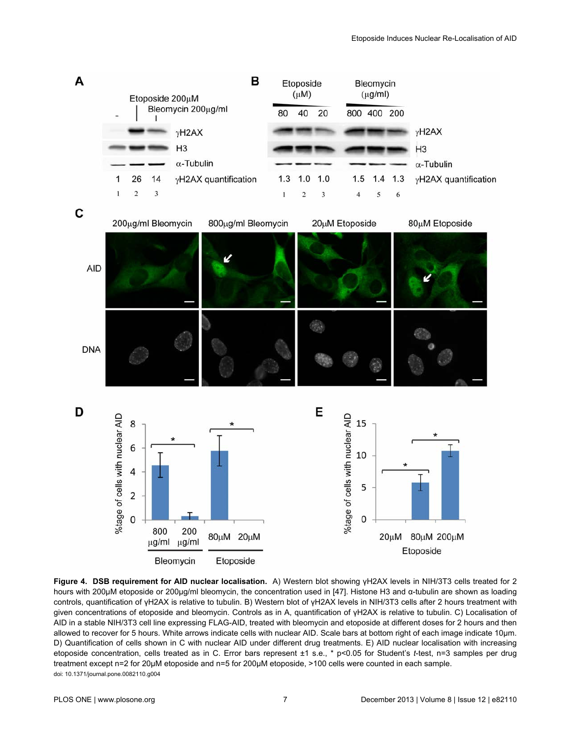**Figure 4. DSB requirement for AID nuclear localisation.** A) Western blot showing γH2AX levels in NIH/3T3 cells treated for 2 hours with 200µM etoposide or 200µg/ml bleomycin, the concentration used in [47]. Histone H3 and α-tubulin are shown as loading controls, quantification of γH2AX is relative to tubulin. B) Western blot of γH2AX levels in NIH/3T3 cells after 2 hours treatment with given concentrations of etoposide and bleomycin. Controls as in A, quantification of γH2AX is relative to tubulin. C) Localisation of AID in a stable NIH/3T3 cell line expressing FLAG-AID, treated with bleomycin and etoposide at different doses for 2 hours and then allowed to recover for 5 hours. White arrows indicate cells with nuclear AID. Scale bars at bottom right of each image indicate 10µm. D) Quantification of cells shown in C with nuclear AID under different drug treatments. E) AID nuclear localisation with increasing etoposide concentration, cells treated as in C. Error bars represent ±1 s.e., * $p<0.05$ for Student's *t*-test, n=3 samples per drug treatment except n=2 for 20µM etoposide and n=5 for 200µM etoposide, >100 cells were counted in each sample.

doi: 10.1371/journal.pone.0082110.g004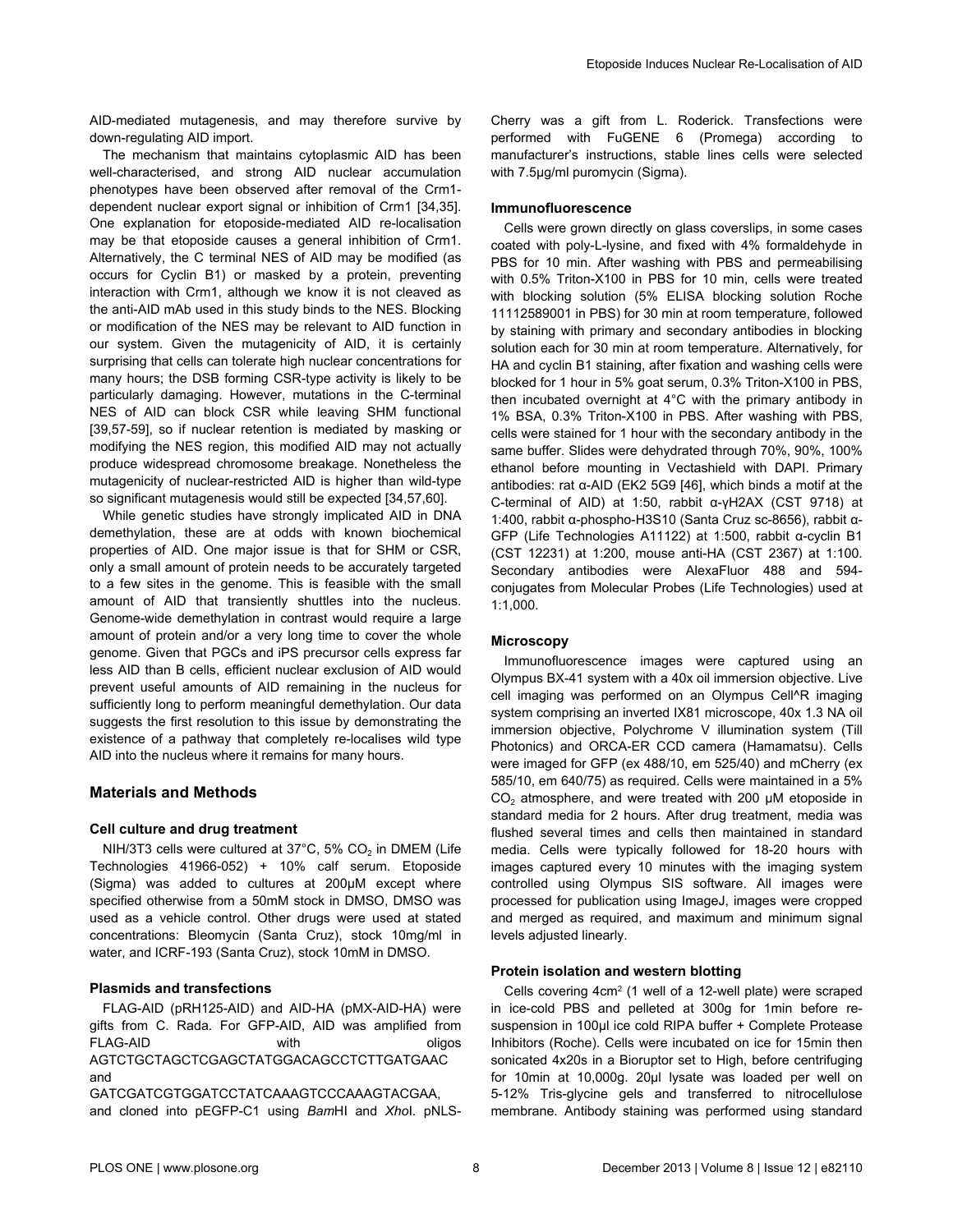AID-mediated mutagenesis, and may therefore survive by down-regulating AID import.

The mechanism that maintains cytoplasmic AID has been well-characterised, and strong AID nuclear accumulation phenotypes have been observed after removal of the Crm1-dependent nuclear export signal or inhibition of Crm1 [34,35]. One explanation for etoposide-mediated AID re-localisation may be that etoposide causes a general inhibition of Crm1. Alternatively, the C terminal NES of AID may be modified (as occurs for Cyclin B1) or masked by a protein, preventing interaction with Crm1, although we know it is not cleaved as the anti-AID mAb used in this study binds to the NES. Blocking or modification of the NES may be relevant to AID function in our system. Given the mutagenicity of AID, it is certainly surprising that cells can tolerate high nuclear concentrations for many hours; the DSB forming CSR-type activity is likely to be particularly damaging. However, mutations in the C-terminal NES of AID can block CSR while leaving SHM functional [39,57-59], so if nuclear retention is mediated by masking or modifying the NES region, this modified AID may not actually produce widespread chromosome breakage. Nonetheless the mutagenicity of nuclear-restricted AID is higher than wild-type so significant mutagenesis would still be expected [34,57,60].

While genetic studies have strongly implicated AID in DNA demethylation, these are at odds with known biochemical properties of AID. One major issue is that for SHM or CSR, only a small amount of protein needs to be accurately targeted to a few sites in the genome. This is feasible with the small amount of AID that transiently shuttles into the nucleus. Genome-wide demethylation in contrast would require a large amount of protein and/or a very long time to cover the whole genome. Given that PGCs and iPS precursor cells express far less AID than B cells, efficient nuclear exclusion of AID would prevent useful amounts of AID remaining in the nucleus for sufficiently long to perform meaningful demethylation. Our data suggests the first resolution to this issue by demonstrating the existence of a pathway that completely re-localises wild type AID into the nucleus where it remains for many hours.

## Materials and Methods

### Cell culture and drug treatment

NIH/3T3 cells were cultured at 37°C, 5% $CO_2$ in DMEM (Life Technologies 41966-052) + 10% calf serum. Etoposide (Sigma) was added to cultures at 200µM except where specified otherwise from a 50mM stock in DMSO, DMSO was used as a vehicle control. Other drugs were used at stated concentrations: Bleomycin (Santa Cruz), stock 10mg/ml in water, and ICRF-193 (Santa Cruz), stock 10mM in DMSO.

### Plasmids and transfections

FLAG-AID (pRH125-AID) and AID-HA (pMX-AID-HA) were gifts from C. Rada. For GFP-AID, AID was amplified from FLAG-AID with oligos AGTCTGCTAGCTCGAGCTATGGACAGCCTCTTGATGAAC and GATCGATCGTGGATCCTATCAAAGTCCCAAAGTACGAA, and cloned into pEGFP-C1 using *Bam*HI and *Xho*I. pNLS-Cherry was a gift from L. Roderick. Transfections were performed with FuGENE 6 (Promega) according to manufacturer's instructions, stable lines cells were selected with 7.5µg/ml puromycin (Sigma).

### Immunofluorescence

Cells were grown directly on glass coverslips, in some cases coated with poly-L-lysine, and fixed with 4% formaldehyde in PBS for 10 min. After washing with PBS and permeabilising with 0.5% Triton-X100 in PBS for 10 min, cells were treated with blocking solution (5% ELISA blocking solution Roche 11112589001 in PBS) for 30 min at room temperature, followed by staining with primary and secondary antibodies in blocking solution each for 30 min at room temperature. Alternatively, for HA and cyclin B1 staining, after fixation and washing cells were blocked for 1 hour in 5% goat serum, 0.3% Triton-X100 in PBS, then incubated overnight at 4°C with the primary antibody in 1% BSA, 0.3% Triton-X100 in PBS. After washing with PBS, cells were stained for 1 hour with the secondary antibody in the same buffer. Slides were dehydrated through 70%, 90%, 100% ethanol before mounting in Vectashield with DAPI. Primary antibodies: rat α-AID (EK2 5G9 [46], which binds a motif at the C-terminal of AID) at 1:50, rabbit α-γH2AX (CST 9718) at 1:400, rabbit α-phospho-H3S10 (Santa Cruz sc-8656), rabbit α-GFP (Life Technologies A11122) at 1:500, rabbit α-cyclin B1 (CST 12231) at 1:200, mouse anti-HA (CST 2367) at 1:100. Secondary antibodies were AlexaFluor 488 and 594-conjugates from Molecular Probes (Life Technologies) used at 1:1,000.

### Microscopy

Immunofluorescence images were captured using an Olympus BX-41 system with a 40x oil immersion objective. Live cell imaging was performed on an Olympus Cell^R imaging system comprising an inverted IX81 microscope, 40x 1.3 NA oil immersion objective, Polychrome V illumination system (Till Photonics) and ORCA-ER CCD camera (Hamamatsu). Cells were imaged for GFP (ex 488/10, em 525/40) and mCherry (ex 585/10, em 640/75) as required. Cells were maintained in a 5% $CO_2$ atmosphere, and were treated with 200 µM etoposide in standard media for 2 hours. After drug treatment, media was flushed several times and cells then maintained in standard media. Cells were typically followed for 18-20 hours with images captured every 10 minutes with the imaging system controlled using Olympus SIS software. All images were processed for publication using ImageJ, images were cropped and merged as required, and maximum and minimum signal levels adjusted linearly.

### Protein isolation and western blotting

Cells covering 4cm$^2$ (1 well of a 12-well plate) were scraped in ice-cold PBS and pelleted at 300g for 1min before re-suspension in 100µl ice cold RIPA buffer + Complete Protease Inhibitors (Roche). Cells were incubated on ice for 15min then sonicated 4x20s in a Bioruptor set to High, before centrifuging for 10min at 10,000g. 20µl lysate was loaded per well on 5-12% Tris-glycine gels and transferred to nitrocellulose membrane. Antibody staining was performed using standard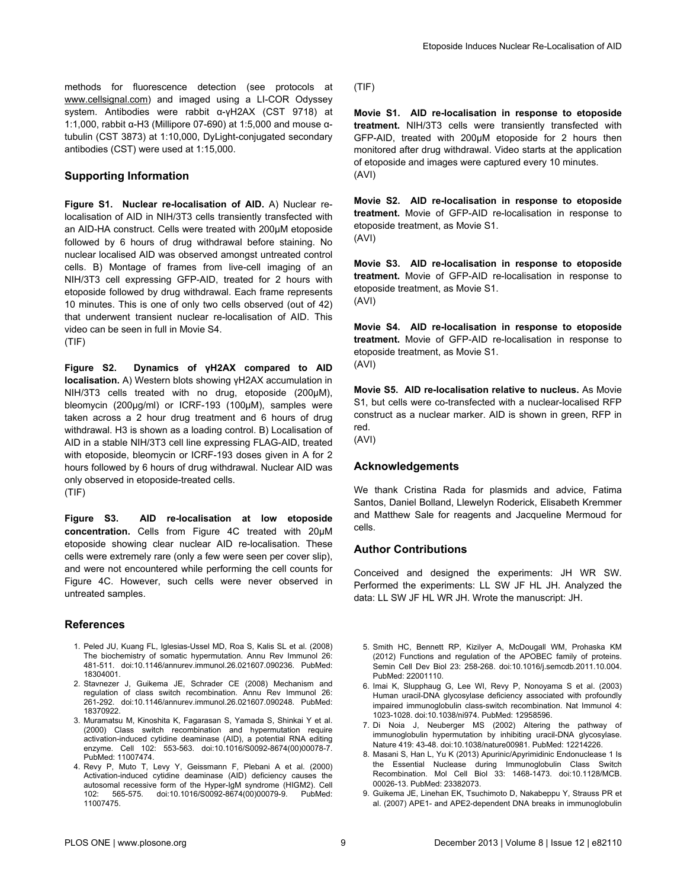methods for fluorescence detection (see protocols at www.cellsignal.com) and imaged using a LI-COR Odyssey system. Antibodies were rabbit α-γH2AX (CST 9718) at 1:1,000, rabbit α-H3 (Millipore 07-690) at 1:5,000 and mouse α-tubulin (CST 3873) at 1:10,000, DyLight-conjugated secondary antibodies (CST) were used at 1:15,000.

## Supporting Information

**Figure S1. Nuclear re-localisation of AID.** A) Nuclear re-localisation of AID in NIH/3T3 cells transiently transfected with an AID-HA construct. Cells were treated with 200μM etoposide followed by 6 hours of drug withdrawal before staining. No nuclear localised AID was observed amongst untreated control cells. B) Montage of frames from live-cell imaging of an NIH/3T3 cell expressing GFP-AID, treated for 2 hours with etoposide followed by drug withdrawal. Each frame represents 10 minutes. This is one of only two cells observed (out of 42) that underwent transient nuclear re-localisation of AID. This video can be seen in full in Movie S4.
(TIF)

**Figure S2. Dynamics of γH2AX compared to AID localisation.** A) Western blots showing γH2AX accumulation in NIH/3T3 cells treated with no drug, etoposide (200μM), bleomycin (200μg/ml) or ICRF-193 (100μM), samples were taken across a 2 hour drug treatment and 6 hours of drug withdrawal. H3 is shown as a loading control. B) Localisation of AID in a stable NIH/3T3 cell line expressing FLAG-AID, treated with etoposide, bleomycin or ICRF-193 doses given in A for 2 hours followed by 6 hours of drug withdrawal. Nuclear AID was only observed in etoposide-treated cells.
(TIF)

**Figure S3. AID re-localisation at low etoposide concentration.** Cells from Figure 4C treated with 20μM etoposide showing clear nuclear AID re-localisation. These cells were extremely rare (only a few were seen per cover slip), and were not encountered while performing the cell counts for Figure 4C. However, such cells were never observed in untreated samples.
(TIF)

**Movie S1. AID re-localisation in response to etoposide treatment.** NIH/3T3 cells were transiently transfected with GFP-AID, treated with 200μM etoposide for 2 hours then monitored after drug withdrawal. Video starts at the application of etoposide and images were captured every 10 minutes.
(AVI)

**Movie S2. AID re-localisation in response to etoposide treatment.** Movie of GFP-AID re-localisation in response to etoposide treatment, as Movie S1.
(AVI)

**Movie S3. AID re-localisation in response to etoposide treatment.** Movie of GFP-AID re-localisation in response to etoposide treatment, as Movie S1.
(AVI)

**Movie S4. AID re-localisation in response to etoposide treatment.** Movie of GFP-AID re-localisation in response to etoposide treatment, as Movie S1.
(AVI)

**Movie S5. AID re-localisation relative to nucleus.** As Movie S1, but cells were co-transfected with a nuclear-localised RFP construct as a nuclear marker. AID is shown in green, RFP in red.
(AVI)

## Acknowledgements

We thank Cristina Rada for plasmids and advice, Fatima Santos, Daniel Bolland, Llewelyn Roderick, Elisabeth Kremmer and Matthew Sale for reagents and Jacqueline Mermoud for cells.

## Author Contributions

Conceived and designed the experiments: JH WR SW. Performed the experiments: LL SW JF HL JH. Analyzed the data: LL SW JF HL WR JH. Wrote the manuscript: JH.

## References

1. Peled JU, Kuang FL, Iglesias-Ussel MD, Roa S, Kalis SL et al. (2008) The biochemistry of somatic hypermutation. Annu Rev Immunol 26: 481-511. doi:10.1146/annurev.immunol.26.021607.090236. PubMed: 18304001.
2. Stavnezer J, Guikema JE, Schrader CE (2008) Mechanism and regulation of class switch recombination. Annu Rev Immunol 26: 261-292. doi:10.1146/annurev.immunol.26.021607.090248. PubMed: 18370922.
3. Muramatsu M, Kinoshita K, Fagarasan S, Yamada S, Shinkai Y et al. (2000) Class switch recombination and hypermutation require activation-induced cytidine deaminase (AID), a potential RNA editing enzyme. Cell 102: 553-563. doi:10.1016/S0092-8674(00)00078-7. PubMed: 11007474.
4. Revy P, Muto T, Levy Y, Geissmann F, Plebani A et al. (2000) Activation-induced cytidine deaminase (AID) deficiency causes the autosomal recessive form of the Hyper-IgM syndrome (HIGM2). Cell 102: 565-575. doi:10.1016/S0092-8674(00)00079-9. PubMed: 11007475.
5. Smith HC, Bennett RP, Kizilyer A, McDougall WM, Prohaska KM (2012) Functions and regulation of the APOBEC family of proteins. Semin Cell Dev Biol 23: 258-268. doi:10.1016/j.semcdb.2011.10.004. PubMed: 22001110.
6. Imai K, Slupphaug G, Lee WI, Revy P, Nonoyama S et al. (2003) Human uracil-DNA glycosylase deficiency associated with profoundly impaired immunoglobulin class-switch recombination. Nat Immunol 4: 1023-1028. doi:10.1038/ni974. PubMed: 12958596.
7. Di Noia J, Neuberger MS (2002) Altering the pathway of immunoglobulin hypermutation by inhibiting uracil-DNA glycosylase. Nature 419: 43-48. doi:10.1038/nature00981. PubMed: 12214226.
8. Masani S, Han L, Yu K (2013) Apurinic/Apyrimidinic Endonuclease 1 Is the Essential Nuclease during Immunoglobulin Class Switch Recombination. Mol Cell Biol 33: 1468-1473. doi:10.1128/MCB.00026-13. PubMed: 23382073.
9. Guikema JE, Linehan EK, Tsuchimoto D, Nakabeppu Y, Strauss PR et al. (2007) APE1- and APE2-dependent DNA breaks in immunoglobulin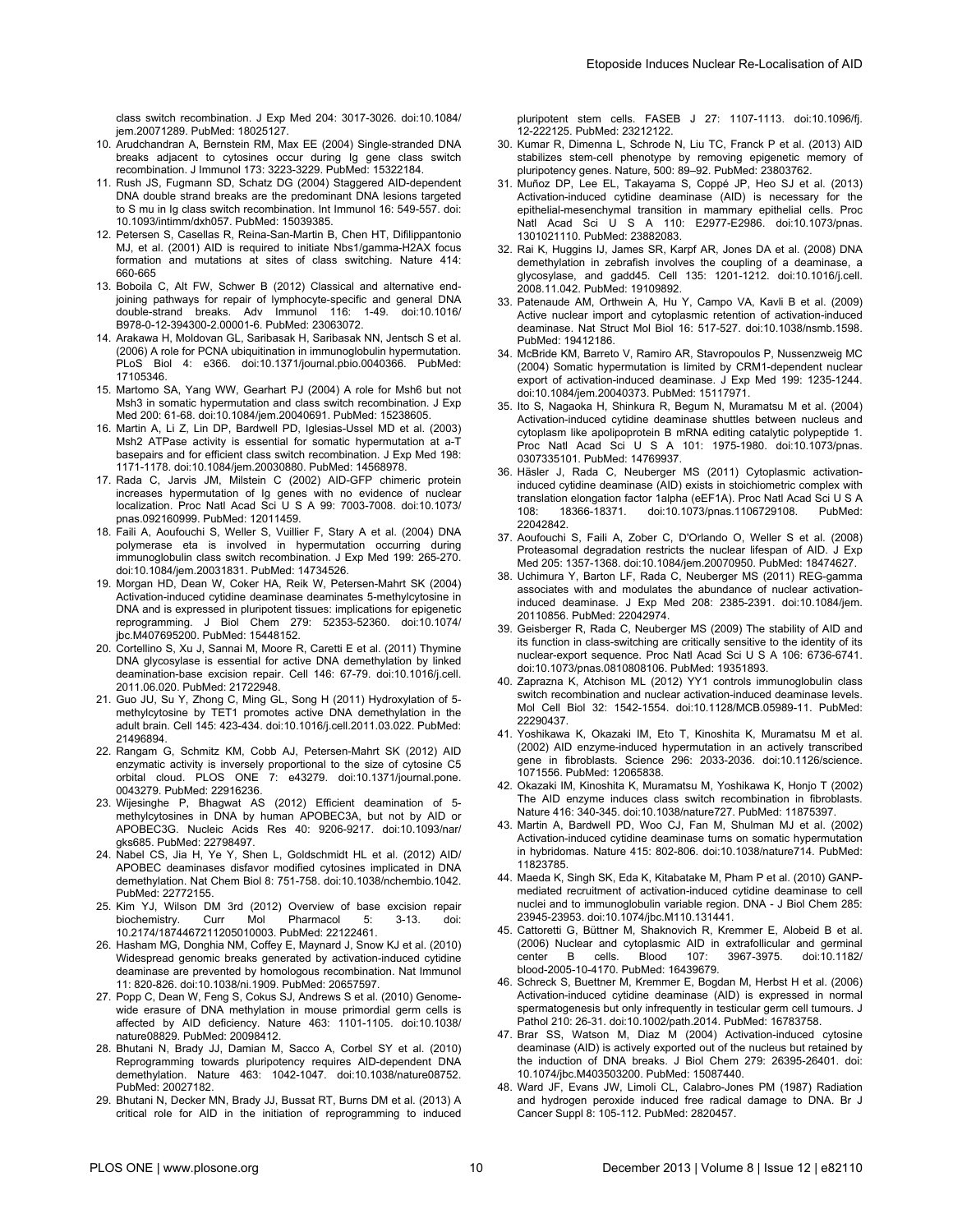class switch recombination. J Exp Med 204: 3017-3026. doi:10.1084/jem.20071289. PubMed: 18025127.

10. Arudchandran A, Bernstein RM, Max EE (2004) Single-stranded DNA breaks adjacent to cytosines occur during Ig gene class switch recombination. J Immunol 173: 3223-3229. PubMed: 15322184.
11. Rush JS, Fugmann SD, Schatz DG (2004) Staggered AID-dependent DNA double strand breaks are the predominant DNA lesions targeted to S mu in Ig class switch recombination. Int Immunol 16: 549-557. doi:10.1093/intimm/dxh057. PubMed: 15039385.
12. Petersen S, Casellas R, Reina-San-Martin B, Chen HT, Difilippantonio MJ, et al. (2001) AID is required to initiate Nbs1/gamma-H2AX focus formation and mutations at sites of class switching. Nature 414: 660-665
13. Boboila C, Alt FW, Schwer B (2012) Classical and alternative end-joining pathways for repair of lymphocyte-specific and general DNA double-strand breaks. Adv Immunol 116: 1-49. doi:10.1016/B978-0-12-394300-2.00001-6. PubMed: 23063072.
14. Arakawa H, Moldovan GL, Saribasak H, Saribasak NN, Jentsch S et al. (2006) A role for PCNA ubiquitination in immunoglobulin hypermutation. PLoS Biol 4: e366. doi:10.1371/journal.pbio.0040366. PubMed: 17105346.
15. Martomo SA, Yang WW, Gearhart PJ (2004) A role for Msh6 but not Msh3 in somatic hypermutation and class switch recombination. J Exp Med 200: 61-68. doi:10.1084/jem.20040691. PubMed: 15238605.
16. Martin A, Li Z, Lin DP, Bardwell PD, Iglesias-Ussel MD et al. (2003) Msh2 ATPase activity is essential for somatic hypermutation at a-T basepairs and for efficient class switch recombination. J Exp Med 198: 1171-1178. doi:10.1084/jem.20030880. PubMed: 14568978.
17. Rada C, Jarvis JM, Milstein C (2002) AID-GFP chimeric protein increases hypermutation of Ig genes with no evidence of nuclear localization. Proc Natl Acad Sci U S A 99: 7003-7008. doi:10.1073/pnas.092160999. PubMed: 12011459.
18. Faili A, Aoufouchi S, Weller S, Vuillier F, Stary A et al. (2004) DNA polymerase eta is involved in hypermutation occurring during immunoglobulin class switch recombination. J Exp Med 199: 265-270. doi:10.1084/jem.20031831. PubMed: 14734526.
19. Morgan HD, Dean W, Coker HA, Reik W, Petersen-Mahrt SK (2004) Activation-induced cytidine deaminase deaminates 5-methylcytosine in DNA and is expressed in pluripotent tissues: implications for epigenetic reprogramming. J Biol Chem 279: 52353-52360. doi:10.1074/jbc.M407695200. PubMed: 15448152.
20. Cortellino S, Xu J, Sannai M, Moore R, Caretti E et al. (2011) Thymine DNA glycosylase is essential for active DNA demethylation by linked deamination-base excision repair. Cell 146: 67-79. doi:10.1016/j.cell.2011.06.020. PubMed: 21722948.
21. Guo JU, Su Y, Zhong C, Ming GL, Song H (2011) Hydroxylation of 5-methylcytosine by TET1 promotes active DNA demethylation in the adult brain. Cell 145: 423-434. doi:10.1016/j.cell.2011.03.022. PubMed: 21496894.
22. Rangam G, Schmitz KM, Cobb AJ, Petersen-Mahrt SK (2012) AID enzymatic activity is inversely proportional to the size of cytosine C5 orbital cloud. PLOS ONE 7: e43279. doi:10.1371/journal.pone.0043279. PubMed: 22916236.
23. Wijesinghe P, Bhagwat AS (2012) Efficient deamination of 5-methylcytosines in DNA by human APOBEC3A, but not by AID or APOBEC3G. Nucleic Acids Res 40: 9206-9217. doi:10.1093/nar/gks685. PubMed: 22798497.
24. Nabel CS, Jia H, Ye Y, Shen L, Goldschmidt HL et al. (2012) AID/APOBEC deaminases disfavor modified cytosines implicated in DNA demethylation. Nat Chem Biol 8: 751-758. doi:10.1038/nchembio.1042. PubMed: 22772155.
25. Kim YJ, Wilson DM 3rd (2012) Overview of base excision repair biochemistry. Curr Mol Pharmacol 5: 3-13. doi:10.2174/1874467211205010003. PubMed: 22122461.
26. Hasham MG, Donghia NM, Coffey E, Maynard J, Snow KJ et al. (2010) Widespread genomic breaks generated by activation-induced cytidine deaminase are prevented by homologous recombination. Nat Immunol 11: 820-826. doi:10.1038/ni.1909. PubMed: 20657597.
27. Popp C, Dean W, Feng S, Cokus SJ, Andrews S et al. (2010) Genome-wide erasure of DNA methylation in mouse primordial germ cells is affected by AID deficiency. Nature 463: 1101-1105. doi:10.1038/nature08829. PubMed: 20098412.
28. Bhutani N, Brady JJ, Damian M, Sacco A, Corbel SY et al. (2010) Reprogramming towards pluripotency requires AID-dependent DNA demethylation. Nature 463: 1042-1047. doi:10.1038/nature08752. PubMed: 20027182.
29. Bhutani N, Decker MN, Brady JJ, Bussat RT, Burns DM et al. (2013) A critical role for AID in the initiation of reprogramming to induced pluripotent stem cells. FASEB J 27: 1107-1113. doi:10.1096/fj.12-222125. PubMed: 23212122.
30. Kumar R, Dimenna L, Schrode N, Liu TC, Franck P et al. (2013) AID stabilizes stem-cell phenotype by removing epigenetic memory of pluripotency genes. Nature, 500: 89–92. PubMed: 23803762.
31. Muñoz DP, Lee EL, Takayama S, Coppé JP, Heo SJ et al. (2013) Activation-induced cytidine deaminase (AID) is necessary for the epithelial-mesenchymal transition in mammary epithelial cells. Proc Natl Acad Sci U S A 110: E2977-E2986. doi:10.1073/pnas.1301021110. PubMed: 23882083.
32. Rai K, Huggins IJ, James SR, Karpf AR, Jones DA et al. (2008) DNA demethylation in zebrafish involves the coupling of a deaminase, a glycosylase, and gadd45. Cell 135: 1201-1212. doi:10.1016/j.cell.2008.11.042. PubMed: 19109892.
33. Patenaude AM, Orthwein A, Hu Y, Campo VA, Kavli B et al. (2009) Active nuclear import and cytoplasmic retention of activation-induced deaminase. Nat Struct Mol Biol 16: 517-527. doi:10.1038/nsmb.1598. PubMed: 19412186.
34. McBride KM, Barreto V, Ramiro AR, Stavropoulos P, Nussenzweig MC (2004) Somatic hypermutation is limited by CRM1-dependent nuclear export of activation-induced deaminase. J Exp Med 199: 1235-1244. doi:10.1084/jem.20040373. PubMed: 15117971.
35. Ito S, Nagaoka H, Shinkura R, Begum N, Muramatsu M et al. (2004) Activation-induced cytidine deaminase shuttles between nucleus and cytoplasm like apolipoprotein B mRNA editing catalytic polypeptide 1. Proc Natl Acad Sci U S A 101: 1975-1980. doi:10.1073/pnas.0307335101. PubMed: 14769937.
36. Häsler J, Rada C, Neuberger MS (2011) Cytoplasmic activation-induced cytidine deaminase (AID) exists in stoichiometric complex with translation elongation factor 1alpha (eEF1A). Proc Natl Acad Sci U S A 108: 18366-18371. doi:10.1073/pnas.1106729108. PubMed: 22042842.
37. Aoufouchi S, Faili A, Zober C, D'Orlando O, Weller S et al. (2008) Proteasomal degradation restricts the nuclear lifespan of AID. J Exp Med 205: 1357-1368. doi:10.1084/jem.20070950. PubMed: 18474627.
38. Uchimura Y, Barton LF, Rada C, Neuberger MS (2011) REG-gamma associates with and modulates the abundance of nuclear activation-induced deaminase. J Exp Med 208: 2385-2391. doi:10.1084/jem.20110856. PubMed: 22042974.
39. Geisberger R, Rada C, Neuberger MS (2009) The stability of AID and its function in class-switching are critically sensitive to the identity of its nuclear-export sequence. Proc Natl Acad Sci U S A 106: 6736-6741. doi:10.1073/pnas.0810808106. PubMed: 19351893.
40. Zaprazna K, Atchison ML (2012) YY1 controls immunoglobulin class switch recombination and nuclear activation-induced deaminase levels. Mol Cell Biol 32: 1542-1554. doi:10.1128/MCB.05989-11. PubMed: 22290437.
41. Yoshikawa K, Okazaki IM, Eto T, Kinoshita K, Muramatsu M et al. (2002) AID enzyme-induced hypermutation in an actively transcribed gene in fibroblasts. Science 296: 2033-2036. doi:10.1126/science.1071556. PubMed: 12065838.
42. Okazaki IM, Kinoshita K, Muramatsu M, Yoshikawa K, Honjo T (2002) The AID enzyme induces class switch recombination in fibroblasts. Nature 416: 340-345. doi:10.1038/nature727. PubMed: 11875397.
43. Martin A, Bardwell PD, Woo CJ, Fan M, Shulman MJ et al. (2002) Activation-induced cytidine deaminase turns on somatic hypermutation in hybridomas. Nature 415: 802-806. doi:10.1038/nature714. PubMed: 11823785.
44. Maeda K, Singh SK, Eda K, Kitabatake M, Pham P et al. (2010) GANP-mediated recruitment of activation-induced cytidine deaminase to cell nuclei and to immunoglobulin variable region. DNA - J Biol Chem 285: 23945-23953. doi:10.1074/jbc.M110.131441.
45. Cattoretti G, Büttner M, Shaknovich R, Kremmer E, Alobeid B et al. (2006) Nuclear and cytoplasmic AID in extrafollicular and germinal center B cells. Blood 107: 3967-3975. doi:10.1182/blood-2005-10-4170. PubMed: 16439679.
46. Schreck S, Buettner M, Kremmer E, Bogdan M, Herbst H et al. (2006) Activation-induced cytidine deaminase (AID) is expressed in normal spermatogenesis but only infrequently in testicular germ cell tumours. J Pathol 210: 26-31. doi:10.1002/path.2014. PubMed: 16783758.
47. Brar SS, Watson M, Diaz M (2004) Activation-induced cytosine deaminase (AID) is actively exported out of the nucleus but retained by the induction of DNA breaks. J Biol Chem 279: 26395-26401. doi:10.1074/jbc.M403503200. PubMed: 15087440.
48. Ward JF, Evans JW, Limoli CL, Calabro-Jones PM (1987) Radiation and hydrogen peroxide induced free radical damage to DNA. Br J Cancer Suppl 8: 105-112. PubMed: 2820457.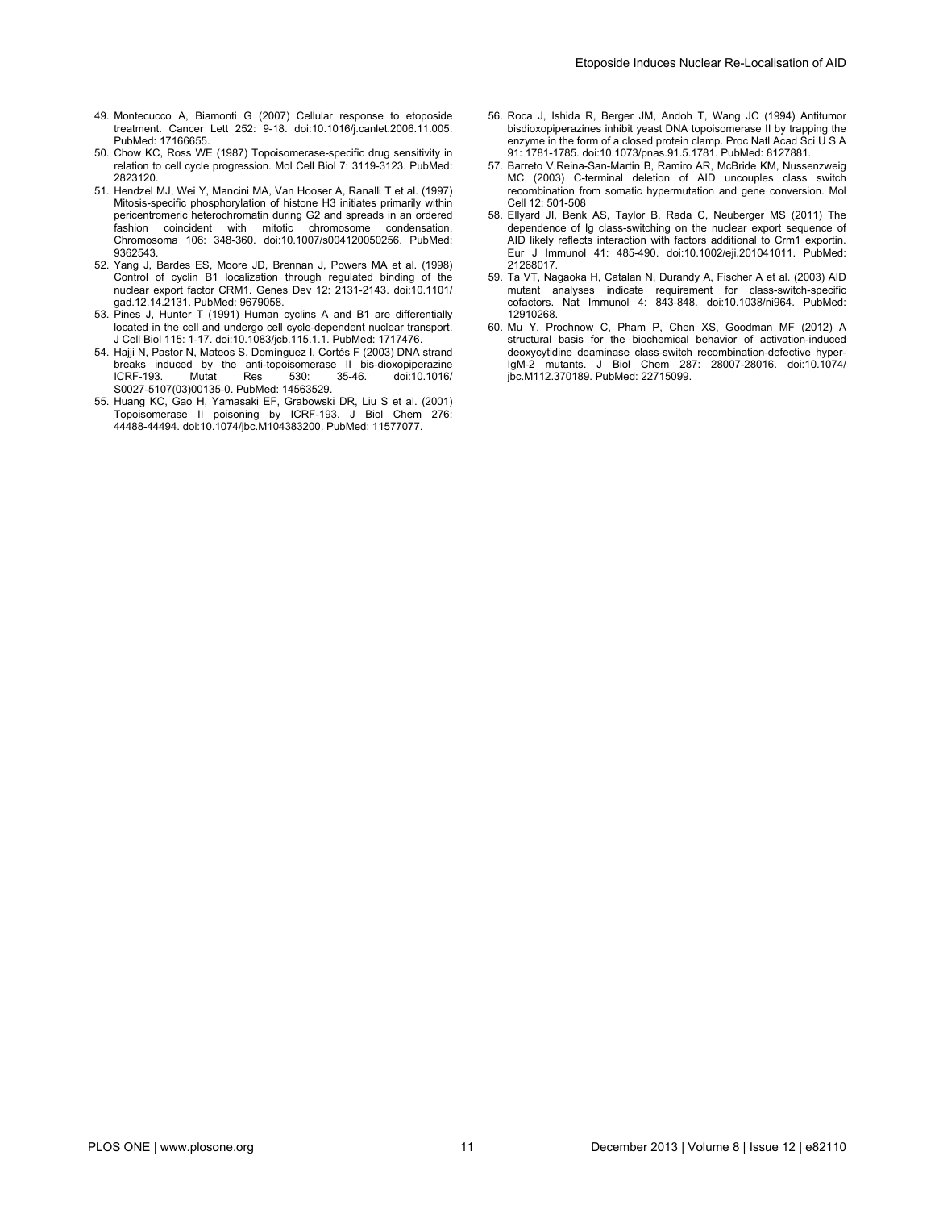49. Montecucco A, Biamonti G (2007) Cellular response to etoposide treatment. Cancer Lett 252: 9-18. doi:10.1016/j.canlet.2006.11.005. PubMed: 17166655.
50. Chow KC, Ross WE (1987) Topoisomerase-specific drug sensitivity in relation to cell cycle progression. Mol Cell Biol 7: 3119-3123. PubMed: 2823120.
51. Hendzel MJ, Wei Y, Mancini MA, Van Hooser A, Ranalli T et al. (1997) Mitosis-specific phosphorylation of histone H3 initiates primarily within pericentromeric heterochromatin during G2 and spreads in an ordered fashion coincident with mitotic chromosome condensation. Chromosoma 106: 348-360. doi:10.1007/s004120050256. PubMed: 9362543.
52. Yang J, Bardes ES, Moore JD, Brennan J, Powers MA et al. (1998) Control of cyclin B1 localization through regulated binding of the nuclear export factor CRM1. Genes Dev 12: 2131-2143. doi:10.1101/gad.12.14.2131. PubMed: 9679058.
53. Pines J, Hunter T (1991) Human cyclins A and B1 are differentially located in the cell and undergo cell cycle-dependent nuclear transport. J Cell Biol 115: 1-17. doi:10.1083/jcb.115.1.1. PubMed: 1717476.
54. Hajji N, Pastor N, Mateos S, Domínguez I, Cortés F (2003) DNA strand breaks induced by the anti-topoisomerase II bis-dioxopiperazine ICRF-193. Mutat Res 530: 35-46. doi:10.1016/S0027-5107(03)00135-0. PubMed: 14563529.
55. Huang KC, Gao H, Yamasaki EF, Grabowski DR, Liu S et al. (2001) Topoisomerase II poisoning by ICRF-193. J Biol Chem 276: 44488-44494. doi:10.1074/jbc.M104383200. PubMed: 11577077.
56. Roca J, Ishida R, Berger JM, Andoh T, Wang JC (1994) Antitumor bisdioxopiperazines inhibit yeast DNA topoisomerase II by trapping the enzyme in the form of a closed protein clamp. Proc Natl Acad Sci U S A 91: 1781-1785. doi:10.1073/pnas.91.5.1781. PubMed: 8127881.
57. Barreto V.Reina-San-Martin B, Ramiro AR, McBride KM, Nussenzweig MC (2003) C-terminal deletion of AID uncouples class switch recombination from somatic hypermutation and gene conversion. Mol Cell 12: 501-508
58. Ellyard JI, Benk AS, Taylor B, Rada C, Neuberger MS (2011) The dependence of Ig class-switching on the nuclear export sequence of AID likely reflects interaction with factors additional to Crm1 exportin. Eur J Immunol 41: 485-490. doi:10.1002/eji.201041011. PubMed: 21268017.
59. Ta VT, Nagaoka H, Catalan N, Durandy A, Fischer A et al. (2003) AID mutant analyses indicate requirement for class-switch-specific cofactors. Nat Immunol 4: 843-848. doi:10.1038/ni964. PubMed: 12910268.
60. Mu Y, Prochnow C, Pham P, Chen XS, Goodman MF (2012) A structural basis for the biochemical behavior of activation-induced deoxycytidine deaminase class-switch recombination-defective hyper-IgM-2 mutants. J Biol Chem 287: 28007-28016. doi:10.1074/jbc.M112.370189. PubMed: 22715099.